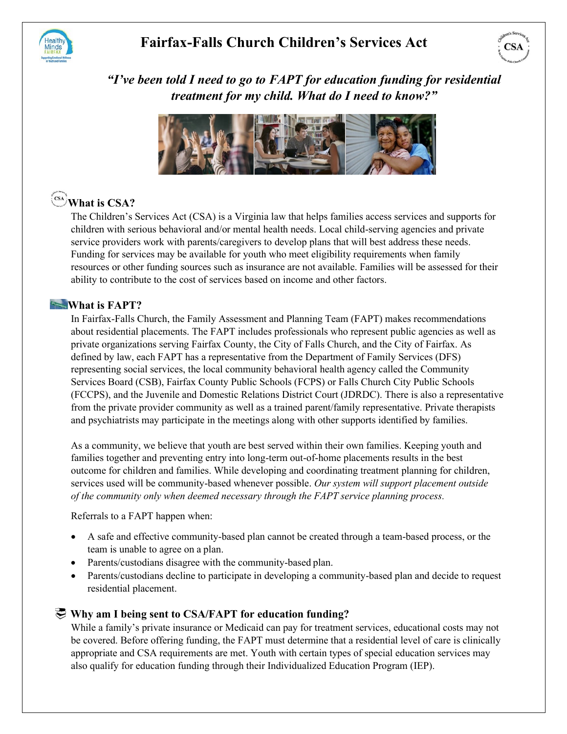# Fairfax-Falls Church Children's Services Act

## *"I've been told I need to go to FAPT for education funding for residential treatment for my child. What do I need to know?"*

### What is CSA?

The Children's Services Act (CSA) is a Virginia law that helps families access services and supports for children with serious behavioral and/or mental health needs. Local child-serving agencies and private service providers work with parents/caregivers to develop plans that will best address these needs. Funding for services may be available for youth who meet eligibility requirements when family resources or other funding sources such as insurance are not available. Families will be assessed for their ability to contribute to the cost of services based on income and other factors.

### What is FAPT?

In Fairfax-Falls Church, the Family Assessment and Planning Team (FAPT) makes recommendations about residential placements. The FAPT includes professionals who represent public agencies as well as private organizations serving Fairfax County, the City of Falls Church, and the City of Fairfax. As defined by law, each FAPT has a representative from the Department of Family Services (DFS) representing social services, the local community behavioral health agency called the Community Services Board (CSB), Fairfax County Public Schools (FCPS) or Falls Church City Public Schools (FCCPS), and the Juvenile and Domestic Relations District Court (JDRDC). There is also a representative from the private provider community as well as a trained parent/family representative. Private therapists and psychiatrists may participate in the meetings along with other supports identified by families.

As a community, we believe that youth are best served within their own families. Keeping youth and families together and preventing entry into long-term out-of-home placements results in the best outcome for children and families. While developing and coordinating treatment planning for children, services used will be community-based whenever possible. *Our system will support placement outside of the community only when deemed necessary through the FAPT service planning process.*

Referrals to a FAPT happen when:

- A safe and effective community-based plan cannot be created through a team-based process, or the team is unable to agree on a plan.
- Parents/custodians disagree with the community-based plan.
- Parents/custodians decline to participate in developing a community-based plan and decide to request residential placement.

### Why am I being sent to CSA/FAPT for education funding?

While a family's private insurance or Medicaid can pay for treatment services, educational costs may not be covered. Before offering funding, the FAPT must determine that a residential level of care is clinically appropriate and CSA requirements are met. Youth with certain types of special education services may also qualify for education funding through their Individualized Education Program (IEP).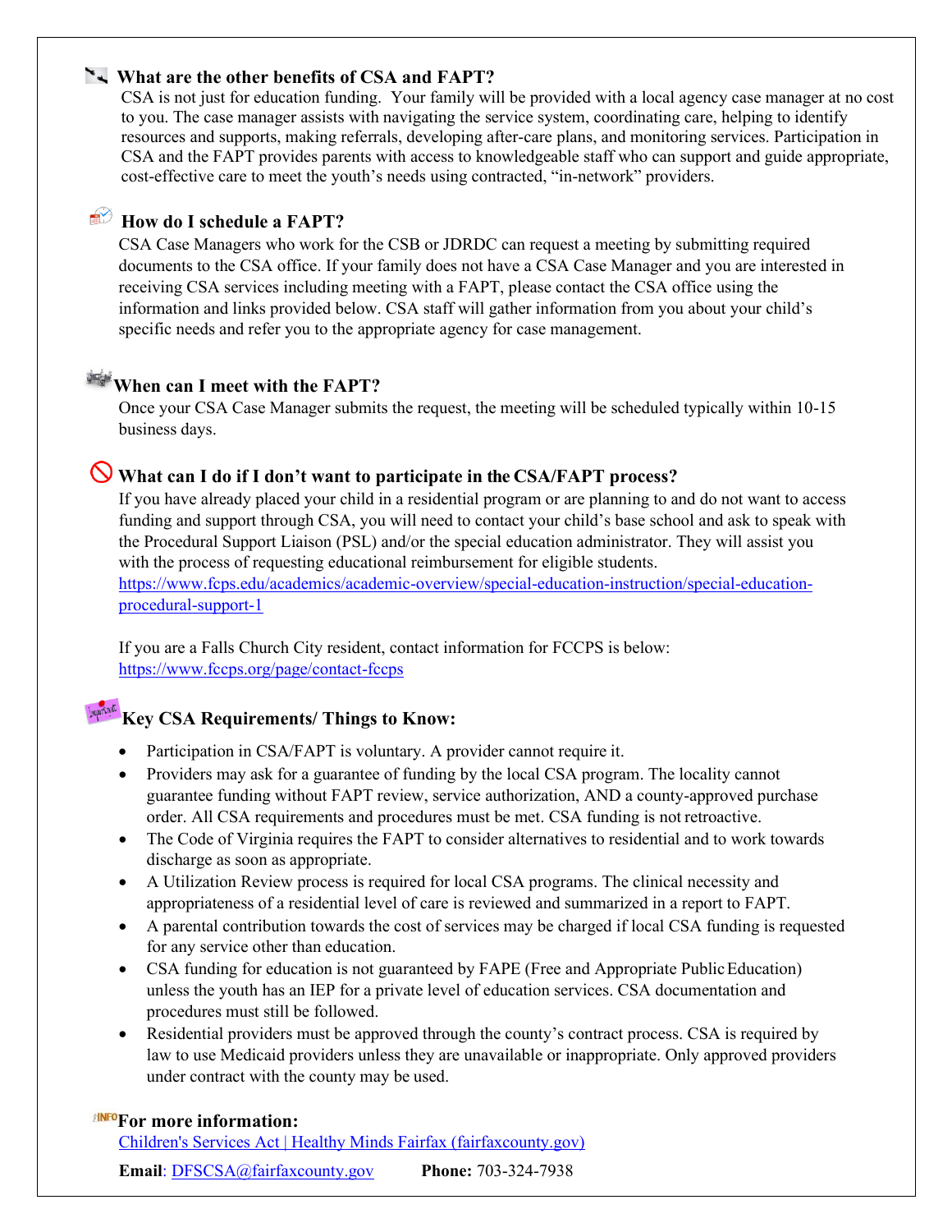### What are the other benefits of CSA and FAPT?

CSA is not just for education funding. Your family will be provided with a local agency case manager at no cost to you. The case manager assists with navigating the service system, coordinating care, helping to identify resources and supports, making referrals, developing after-care plans, and monitoring services. Participation in CSA and the FAPT provides parents with access to knowledgeable staff who can support and guide appropriate, cost-effective care to meet the youth's needs using contracted, "in-network" providers.

### How do I schedule a FAPT?

CSA Case Managers who work for the CSB or JDRDC can request a meeting by submitting required documents to the CSA office. If your family does not have a CSA Case Manager and you are interested in receiving CSA services including meeting with a FAPT, please contact the CSA office using the information and links provided below. CSA staff will gather information from you about your child's specific needs and refer you to the appropriate agency for case management.

### When can I meet with the FAPT?

Once your CSA Case Manager submits the request, the meeting will be scheduled typically within 10-15 business days.

### What can I do if I don't want to participate in the CSA/FAPT process?

If you have already placed your child in a residential program or are planning to and do not want to access funding and support through CSA, you will need to contact your child's base school and ask to speak with the Procedural Support Liaison (PSL) and/or the special education administrator. They will assist you with the process of requesting educational reimbursement for eligible students.
https://www.fcps.edu/academics/academic-overview/special-education-instruction/special-education-procedural-support-1

If you are a Falls Church City resident, contact information for FCCPS is below:
https://www.fccps.org/page/contact-fccps

### Key CSA Requirements/ Things to Know:

- Participation in CSA/FAPT is voluntary. A provider cannot require it.
- Providers may ask for a guarantee of funding by the local CSA program. The locality cannot guarantee funding without FAPT review, service authorization, AND a county-approved purchase order. All CSA requirements and procedures must be met. CSA funding is not retroactive.
- The Code of Virginia requires the FAPT to consider alternatives to residential and to work towards discharge as soon as appropriate.
- A Utilization Review process is required for local CSA programs. The clinical necessity and appropriateness of a residential level of care is reviewed and summarized in a report to FAPT.
- A parental contribution towards the cost of services may be charged if local CSA funding is requested for any service other than education.
- CSA funding for education is not guaranteed by FAPE (Free and Appropriate Public Education) unless the youth has an IEP for a private level of education services. CSA documentation and procedures must still be followed.
- Residential providers must be approved through the county's contract process. CSA is required by law to use Medicaid providers unless they are unavailable or inappropriate. Only approved providers under contract with the county may be used.

### For more information:

[Children's Services Act | Healthy Minds Fairfax (fairfaxcounty.gov)](Children's Services Act | Healthy Minds Fairfax (fairfaxcounty.gov))

**Email**: DFSCSA@fairfaxcounty.gov **Phone:** 703-324-7938